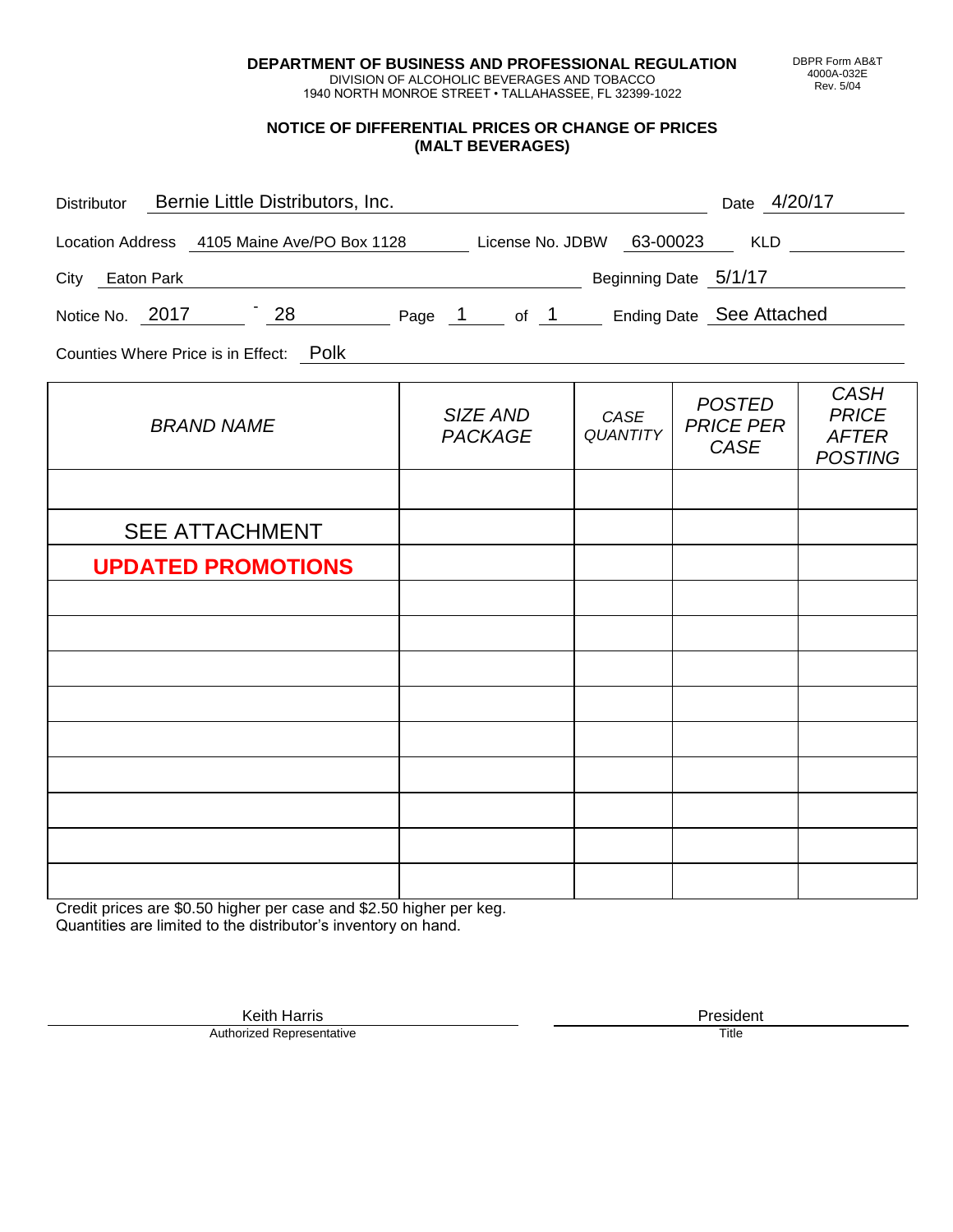**DEPARTMENT OF BUSINESS AND PROFESSIONAL REGULATION**
DIVISION OF ALCOHOLIC BEVERAGES AND TOBACCO
1940 NORTH MONROE STREET • TALLAHASSEE, FL 32399-1022

DBPR Form AB&T 4000A-032E Rev. 5/04

## NOTICE OF DIFFERENTIAL PRICES OR CHANGE OF PRICES (MALT BEVERAGES)

Distributor: Bernie Little Distributors, Inc. Date: 4/20/17

Location Address: 4105 Maine Ave/PO Box 1128 License No. JDBW: 63-00023 KLD: 

City: Eaton Park Beginning Date: 5/1/17

Notice No. 2017 - 28 Page 1 of 1 Ending Date: See Attached

Counties Where Price is in Effect: Polk

| *BRAND NAME* | *SIZE AND PACKAGE* | *CASE QUANTITY* | *POSTED PRICE PER CASE* | *CASH PRICE AFTER POSTING* |
|---|---|---|---|---|
| | | | | |
| SEE ATTACHMENT | | | | |
| **UPDATED PROMOTIONS** | | | | |
| | | | | |
| | | | | |
| | | | | |
| | | | | |
| | | | | |
| | | | | |
| | | | | |
| | | | | |
| | | | | |

Credit prices are $0.50 higher per case and $2.50 higher per keg.
Quantities are limited to the distributor's inventory on hand.

Keith Harris — Authorized Representative

President — Title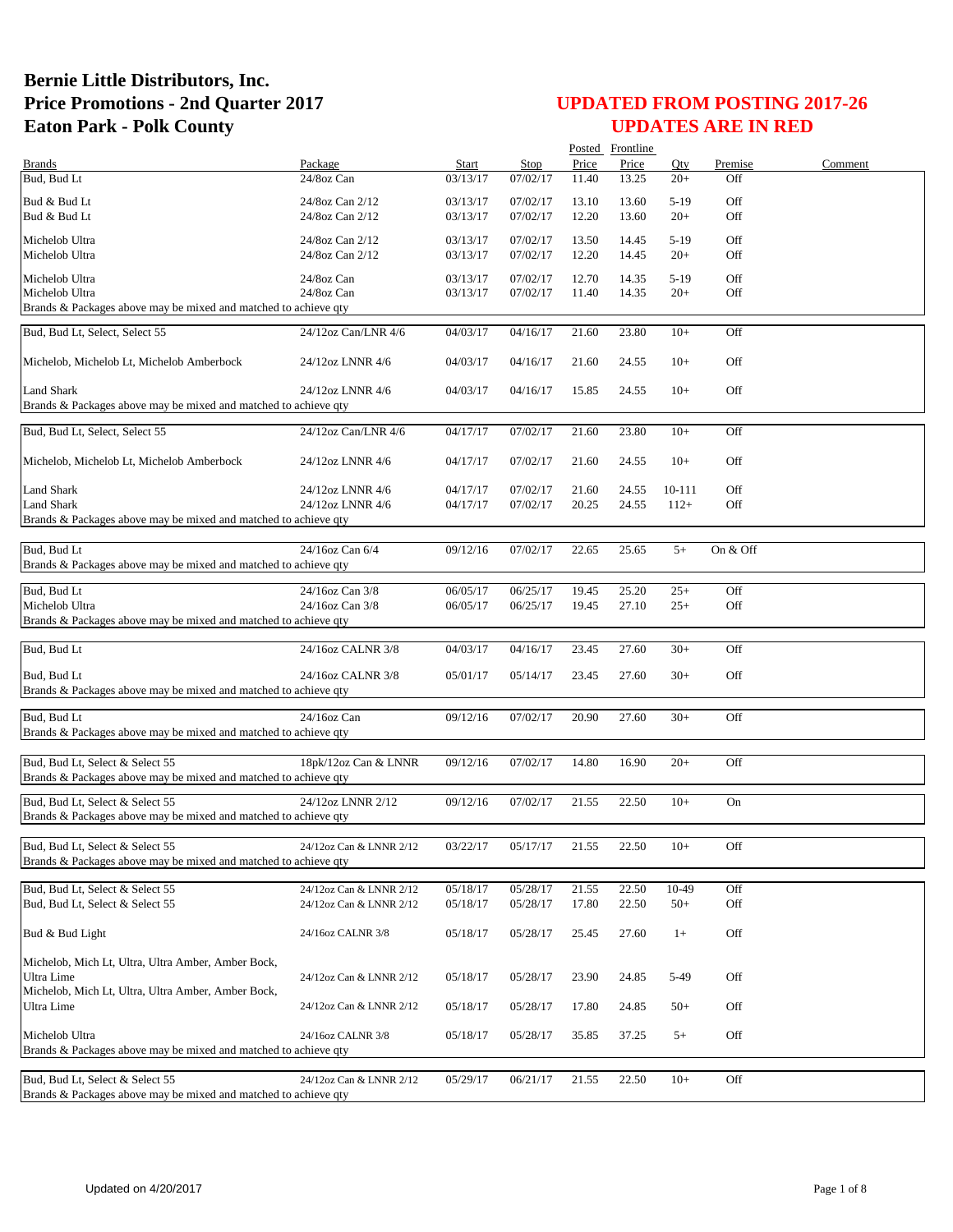# Bernie Little Distributors, Inc.
# Price Promotions - 2nd Quarter 2017
# Eaton Park - Polk County

## UPDATED FROM POSTING 2017-26
## UPDATES ARE IN RED

| Brands | Package | Start | Stop | Posted Price | Frontline Price | Qty | Premise | Comment |
|---|---|---|---|---|---|---|---|---|
| Bud, Bud Lt | 24/8oz Can | 03/13/17 | 07/02/17 | 11.40 | 13.25 | 20+ | Off | |
| Bud & Bud Lt | 24/8oz Can 2/12 | 03/13/17 | 07/02/17 | 13.10 | 13.60 | 5-19 | Off | |
| Bud & Bud Lt | 24/8oz Can 2/12 | 03/13/17 | 07/02/17 | 12.20 | 13.60 | 20+ | Off | |
| Michelob Ultra | 24/8oz Can 2/12 | 03/13/17 | 07/02/17 | 13.50 | 14.45 | 5-19 | Off | |
| Michelob Ultra | 24/8oz Can 2/12 | 03/13/17 | 07/02/17 | 12.20 | 14.45 | 20+ | Off | |
| Michelob Ultra | 24/8oz Can | 03/13/17 | 07/02/17 | 12.70 | 14.35 | 5-19 | Off | |
| Michelob Ultra | 24/8oz Can | 03/13/17 | 07/02/17 | 11.40 | 14.35 | 20+ | Off | |
| Brands & Packages above may be mixed and matched to achieve qty | | | | | | | | |
| Bud, Bud Lt, Select, Select 55 | 24/12oz Can/LNR 4/6 | 04/03/17 | 04/16/17 | 21.60 | 23.80 | 10+ | Off | |
| Michelob, Michelob Lt, Michelob Amberbock | 24/12oz LNNR 4/6 | 04/03/17 | 04/16/17 | 21.60 | 24.55 | 10+ | Off | |
| Land Shark | 24/12oz LNNR 4/6 | 04/03/17 | 04/16/17 | 15.85 | 24.55 | 10+ | Off | |
| Brands & Packages above may be mixed and matched to achieve qty | | | | | | | | |
| Bud, Bud Lt, Select, Select 55 | 24/12oz Can/LNR 4/6 | 04/17/17 | 07/02/17 | 21.60 | 23.80 | 10+ | Off | |
| Michelob, Michelob Lt, Michelob Amberbock | 24/12oz LNNR 4/6 | 04/17/17 | 07/02/17 | 21.60 | 24.55 | 10+ | Off | |
| Land Shark | 24/12oz LNNR 4/6 | 04/17/17 | 07/02/17 | 21.60 | 24.55 | 10-111 | Off | |
| Land Shark | 24/12oz LNNR 4/6 | 04/17/17 | 07/02/17 | 20.25 | 24.55 | 112+ | Off | |
| Brands & Packages above may be mixed and matched to achieve qty | | | | | | | | |
| Bud, Bud Lt | 24/16oz Can 6/4 | 09/12/16 | 07/02/17 | 22.65 | 25.65 | 5+ | On & Off | |
| Brands & Packages above may be mixed and matched to achieve qty | | | | | | | | |
| Bud, Bud Lt | 24/16oz Can 3/8 | 06/05/17 | 06/25/17 | 19.45 | 25.20 | 25+ | Off | |
| Michelob Ultra | 24/16oz Can 3/8 | 06/05/17 | 06/25/17 | 19.45 | 27.10 | 25+ | Off | |
| Brands & Packages above may be mixed and matched to achieve qty | | | | | | | | |
| Bud, Bud Lt | 24/16oz CALNR 3/8 | 04/03/17 | 04/16/17 | 23.45 | 27.60 | 30+ | Off | |
| Bud, Bud Lt | 24/16oz CALNR 3/8 | 05/01/17 | 05/14/17 | 23.45 | 27.60 | 30+ | Off | |
| Brands & Packages above may be mixed and matched to achieve qty | | | | | | | | |
| Bud, Bud Lt | 24/16oz Can | 09/12/16 | 07/02/17 | 20.90 | 27.60 | 30+ | Off | |
| Brands & Packages above may be mixed and matched to achieve qty | | | | | | | | |
| Bud, Bud Lt, Select & Select 55 | 18pk/12oz Can & LNNR | 09/12/16 | 07/02/17 | 14.80 | 16.90 | 20+ | Off | |
| Brands & Packages above may be mixed and matched to achieve qty | | | | | | | | |
| Bud, Bud Lt, Select & Select 55 | 24/12oz LNNR 2/12 | 09/12/16 | 07/02/17 | 21.55 | 22.50 | 10+ | On | |
| Brands & Packages above may be mixed and matched to achieve qty | | | | | | | | |
| Bud, Bud Lt, Select & Select 55 | 24/12oz Can & LNNR 2/12 | 03/22/17 | 05/17/17 | 21.55 | 22.50 | 10+ | Off | |
| Brands & Packages above may be mixed and matched to achieve qty | | | | | | | | |
| Bud, Bud Lt, Select & Select 55 | 24/12oz Can & LNNR 2/12 | 05/18/17 | 05/28/17 | 21.55 | 22.50 | 10-49 | Off | |
| Bud, Bud Lt, Select & Select 55 | 24/12oz Can & LNNR 2/12 | 05/18/17 | 05/28/17 | 17.80 | 22.50 | 50+ | Off | |
| Bud & Bud Light | 24/16oz CALNR 3/8 | 05/18/17 | 05/28/17 | 25.45 | 27.60 | 1+ | Off | |
| Michelob, Mich Lt, Ultra, Ultra Amber, Amber Bock, Ultra Lime | 24/12oz Can & LNNR 2/12 | 05/18/17 | 05/28/17 | 23.90 | 24.85 | 5-49 | Off | |
| Michelob, Mich Lt, Ultra, Ultra Amber, Amber Bock, Ultra Lime | 24/12oz Can & LNNR 2/12 | 05/18/17 | 05/28/17 | 17.80 | 24.85 | 50+ | Off | |
| Michelob Ultra | 24/16oz CALNR 3/8 | 05/18/17 | 05/28/17 | 35.85 | 37.25 | 5+ | Off | |
| Brands & Packages above may be mixed and matched to achieve qty | | | | | | | | |
| Bud, Bud Lt, Select & Select 55 | 24/12oz Can & LNNR 2/12 | 05/29/17 | 06/21/17 | 21.55 | 22.50 | 10+ | Off | |
| Brands & Packages above may be mixed and matched to achieve qty | | | | | | | | |

Updated on 4/20/2017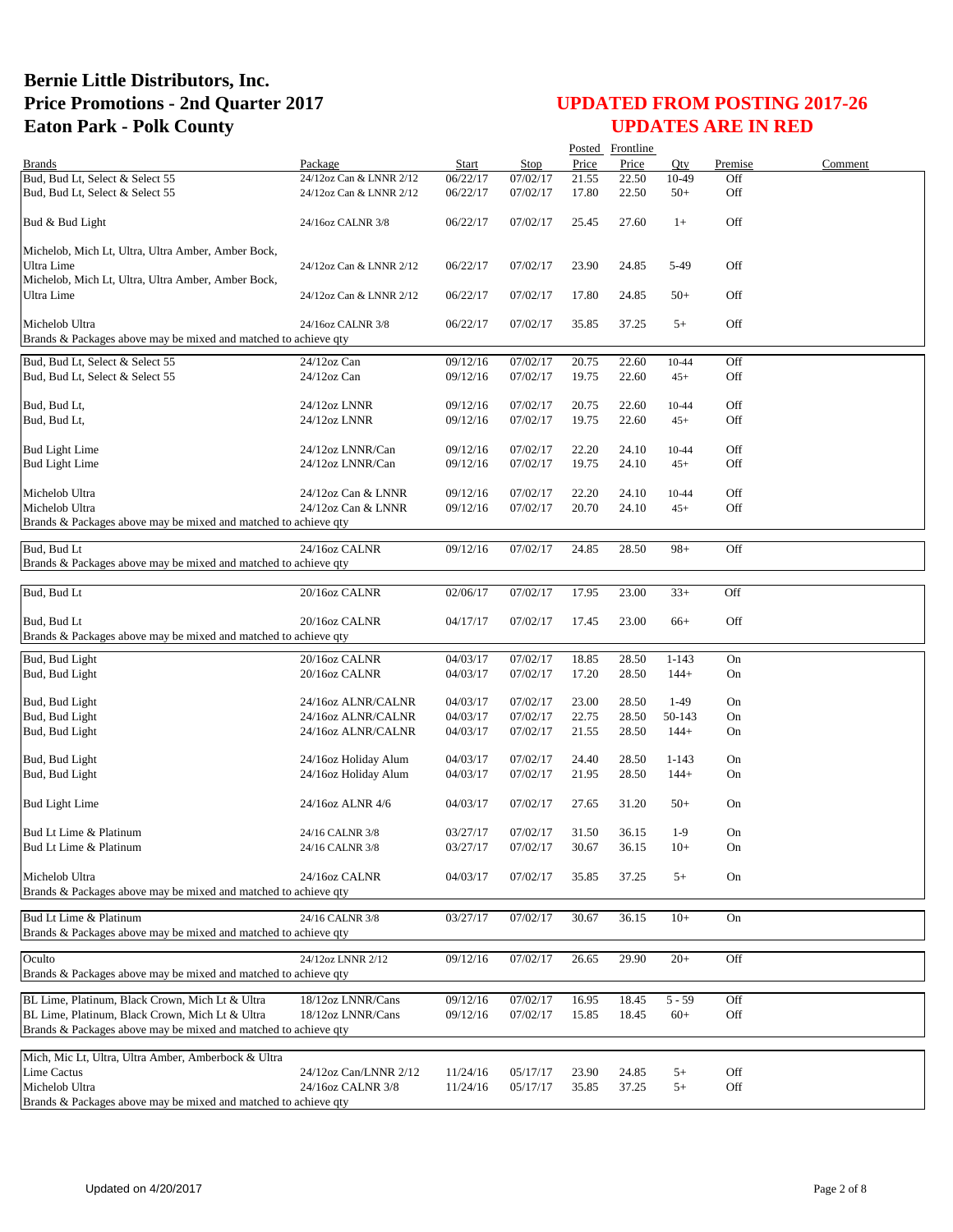# Bernie Little Distributors, Inc.
# Price Promotions - 2nd Quarter 2017
# Eaton Park - Polk County

## UPDATED FROM POSTING 2017-26
## UPDATES ARE IN RED

| Brands | Package | Start | Stop | Posted Price | Frontline Price | Qty | Premise | Comment |
|---|---|---|---|---|---|---|---|---|
| Bud, Bud Lt, Select & Select 55 | 24/12oz Can & LNNR 2/12 | 06/22/17 | 07/02/17 | 21.55 | 22.50 | 10-49 | Off | |
| Bud, Bud Lt, Select & Select 55 | 24/12oz Can & LNNR 2/12 | 06/22/17 | 07/02/17 | 17.80 | 22.50 | 50+ | Off | |
| Bud & Bud Light | 24/16oz CALNR 3/8 | 06/22/17 | 07/02/17 | 25.45 | 27.60 | 1+ | Off | |
| Michelob, Mich Lt, Ultra, Ultra Amber, Amber Bock, Ultra Lime | 24/12oz Can & LNNR 2/12 | 06/22/17 | 07/02/17 | 23.90 | 24.85 | 5-49 | Off | |
| Michelob, Mich Lt, Ultra, Ultra Amber, Amber Bock, Ultra Lime | 24/12oz Can & LNNR 2/12 | 06/22/17 | 07/02/17 | 17.80 | 24.85 | 50+ | Off | |
| Michelob Ultra | 24/16oz CALNR 3/8 | 06/22/17 | 07/02/17 | 35.85 | 37.25 | 5+ | Off | |
| Brands & Packages above may be mixed and matched to achieve qty | | | | | | | | |
| Bud, Bud Lt, Select & Select 55 | 24/12oz Can | 09/12/16 | 07/02/17 | 20.75 | 22.60 | 10-44 | Off | |
| Bud, Bud Lt, Select & Select 55 | 24/12oz Can | 09/12/16 | 07/02/17 | 19.75 | 22.60 | 45+ | Off | |
| Bud, Bud Lt, | 24/12oz LNNR | 09/12/16 | 07/02/17 | 20.75 | 22.60 | 10-44 | Off | |
| Bud, Bud Lt, | 24/12oz LNNR | 09/12/16 | 07/02/17 | 19.75 | 22.60 | 45+ | Off | |
| Bud Light Lime | 24/12oz LNNR/Can | 09/12/16 | 07/02/17 | 22.20 | 24.10 | 10-44 | Off | |
| Bud Light Lime | 24/12oz LNNR/Can | 09/12/16 | 07/02/17 | 19.75 | 24.10 | 45+ | Off | |
| Michelob Ultra | 24/12oz Can & LNNR | 09/12/16 | 07/02/17 | 22.20 | 24.10 | 10-44 | Off | |
| Michelob Ultra | 24/12oz Can & LNNR | 09/12/16 | 07/02/17 | 20.70 | 24.10 | 45+ | Off | |
| Brands & Packages above may be mixed and matched to achieve qty | | | | | | | | |
| Bud, Bud Lt | 24/16oz CALNR | 09/12/16 | 07/02/17 | 24.85 | 28.50 | 98+ | Off | |
| Brands & Packages above may be mixed and matched to achieve qty | | | | | | | | |
| Bud, Bud Lt | 20/16oz CALNR | 02/06/17 | 07/02/17 | 17.95 | 23.00 | 33+ | Off | |
| Bud, Bud Lt | 20/16oz CALNR | 04/17/17 | 07/02/17 | 17.45 | 23.00 | 66+ | Off | |
| Brands & Packages above may be mixed and matched to achieve qty | | | | | | | | |
| Bud, Bud Light | 20/16oz CALNR | 04/03/17 | 07/02/17 | 18.85 | 28.50 | 1-143 | On | |
| Bud, Bud Light | 20/16oz CALNR | 04/03/17 | 07/02/17 | 17.20 | 28.50 | 144+ | On | |
| Bud, Bud Light | 24/16oz ALNR/CALNR | 04/03/17 | 07/02/17 | 23.00 | 28.50 | 1-49 | On | |
| Bud, Bud Light | 24/16oz ALNR/CALNR | 04/03/17 | 07/02/17 | 22.75 | 28.50 | 50-143 | On | |
| Bud, Bud Light | 24/16oz ALNR/CALNR | 04/03/17 | 07/02/17 | 21.55 | 28.50 | 144+ | On | |
| Bud, Bud Light | 24/16oz Holiday Alum | 04/03/17 | 07/02/17 | 24.40 | 28.50 | 1-143 | On | |
| Bud, Bud Light | 24/16oz Holiday Alum | 04/03/17 | 07/02/17 | 21.95 | 28.50 | 144+ | On | |
| Bud Light Lime | 24/16oz ALNR 4/6 | 04/03/17 | 07/02/17 | 27.65 | 31.20 | 50+ | On | |
| Bud Lt Lime & Platinum | 24/16 CALNR 3/8 | 03/27/17 | 07/02/17 | 31.50 | 36.15 | 1-9 | On | |
| Bud Lt Lime & Platinum | 24/16 CALNR 3/8 | 03/27/17 | 07/02/17 | 30.67 | 36.15 | 10+ | On | |
| Michelob Ultra | 24/16oz CALNR | 04/03/17 | 07/02/17 | 35.85 | 37.25 | 5+ | On | |
| Brands & Packages above may be mixed and matched to achieve qty | | | | | | | | |
| Bud Lt Lime & Platinum | 24/16 CALNR 3/8 | 03/27/17 | 07/02/17 | 30.67 | 36.15 | 10+ | On | |
| Brands & Packages above may be mixed and matched to achieve qty | | | | | | | | |
| Oculto | 24/12oz LNNR 2/12 | 09/12/16 | 07/02/17 | 26.65 | 29.90 | 20+ | Off | |
| Brands & Packages above may be mixed and matched to achieve qty | | | | | | | | |
| BL Lime, Platinum, Black Crown, Mich Lt & Ultra | 18/12oz LNNR/Cans | 09/12/16 | 07/02/17 | 16.95 | 18.45 | 5 - 59 | Off | |
| BL Lime, Platinum, Black Crown, Mich Lt & Ultra | 18/12oz LNNR/Cans | 09/12/16 | 07/02/17 | 15.85 | 18.45 | 60+ | Off | |
| Brands & Packages above may be mixed and matched to achieve qty | | | | | | | | |
| Mich, Mic Lt, Ultra, Ultra Amber, Amberbock & Ultra Lime Cactus | 24/12oz Can/LNNR 2/12 | 11/24/16 | 05/17/17 | 23.90 | 24.85 | 5+ | Off | |
| Michelob Ultra | 24/16oz CALNR 3/8 | 11/24/16 | 05/17/17 | 35.85 | 37.25 | 5+ | Off | |
| Brands & Packages above may be mixed and matched to achieve qty | | | | | | | | |

Updated on 4/20/2017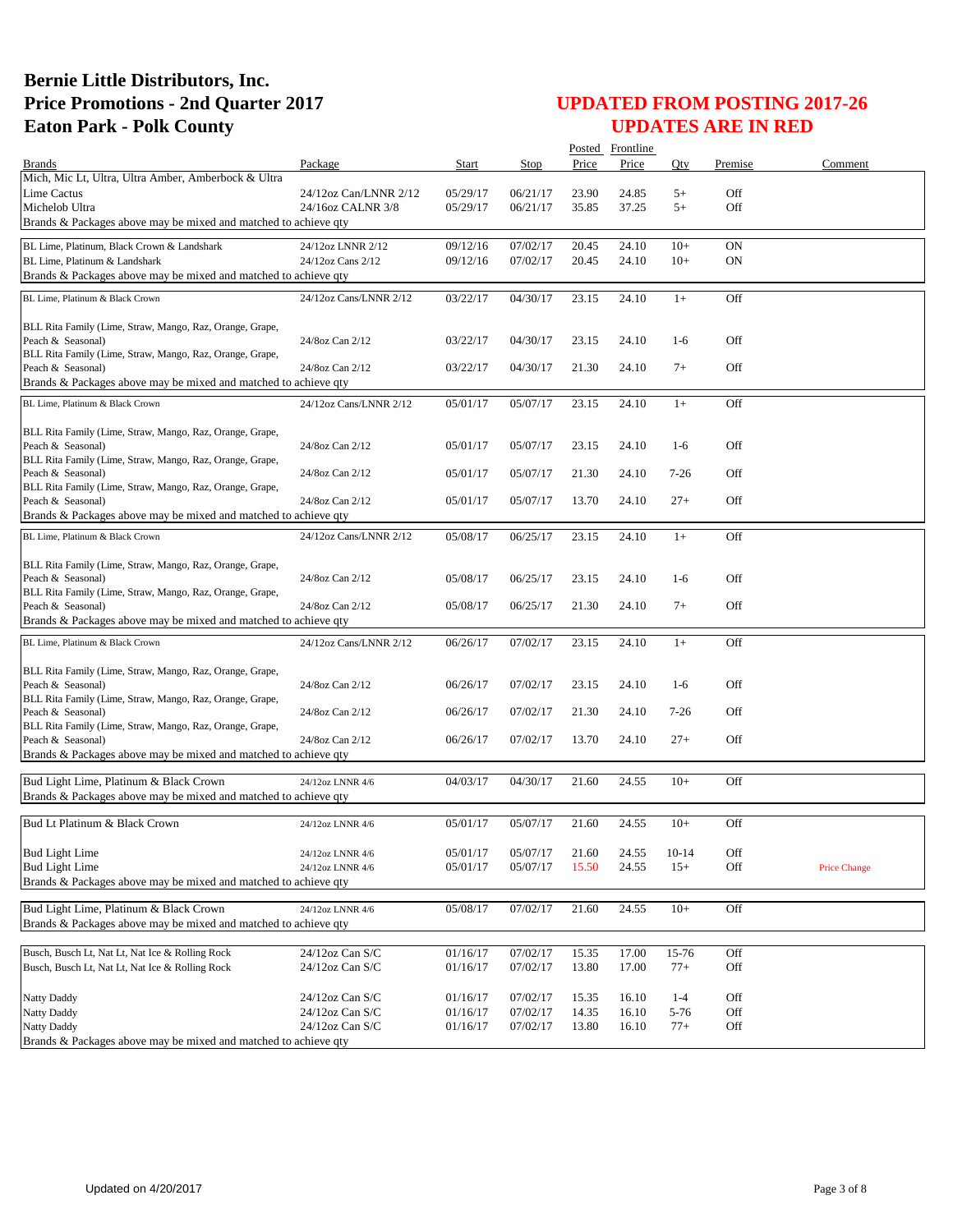# Bernie Little Distributors, Inc.
# Price Promotions - 2nd Quarter 2017
# Eaton Park - Polk County

## UPDATED FROM POSTING 2017-26
## UPDATES ARE IN RED

| Brands | Package | Start | Stop | Posted Price | Frontline Price | Qty | Premise | Comment |
|---|---|---|---|---|---|---|---|---|
| Mich, Mic Lt, Ultra, Ultra Amber, Amberbock & Ultra | | | | | | | | |
| Lime Cactus | 24/12oz Can/LNNR 2/12 | 05/29/17 | 06/21/17 | 23.90 | 24.85 | 5+ | Off | |
| Michelob Ultra | 24/16oz CALNR 3/8 | 05/29/17 | 06/21/17 | 35.85 | 37.25 | 5+ | Off | |
| Brands & Packages above may be mixed and matched to achieve qty | | | | | | | | |
| BL Lime, Platinum, Black Crown & Landshark | 24/12oz LNNR 2/12 | 09/12/16 | 07/02/17 | 20.45 | 24.10 | 10+ | ON | |
| BL Lime, Platinum & Landshark | 24/12oz Cans 2/12 | 09/12/16 | 07/02/17 | 20.45 | 24.10 | 10+ | ON | |
| Brands & Packages above may be mixed and matched to achieve qty | | | | | | | | |
| BL Lime, Platinum & Black Crown | 24/12oz Cans/LNNR 2/12 | 03/22/17 | 04/30/17 | 23.15 | 24.10 | 1+ | Off | |
| BLL Rita Family (Lime, Straw, Mango, Raz, Orange, Grape, Peach & Seasonal) | 24/8oz Can 2/12 | 03/22/17 | 04/30/17 | 23.15 | 24.10 | 1-6 | Off | |
| BLL Rita Family (Lime, Straw, Mango, Raz, Orange, Grape, Peach & Seasonal) | 24/8oz Can 2/12 | 03/22/17 | 04/30/17 | 21.30 | 24.10 | 7+ | Off | |
| Brands & Packages above may be mixed and matched to achieve qty | | | | | | | | |
| BL Lime, Platinum & Black Crown | 24/12oz Cans/LNNR 2/12 | 05/01/17 | 05/07/17 | 23.15 | 24.10 | 1+ | Off | |
| BLL Rita Family (Lime, Straw, Mango, Raz, Orange, Grape, Peach & Seasonal) | 24/8oz Can 2/12 | 05/01/17 | 05/07/17 | 23.15 | 24.10 | 1-6 | Off | |
| BLL Rita Family (Lime, Straw, Mango, Raz, Orange, Grape, Peach & Seasonal) | 24/8oz Can 2/12 | 05/01/17 | 05/07/17 | 21.30 | 24.10 | 7-26 | Off | |
| BLL Rita Family (Lime, Straw, Mango, Raz, Orange, Grape, Peach & Seasonal) | 24/8oz Can 2/12 | 05/01/17 | 05/07/17 | 13.70 | 24.10 | 27+ | Off | |
| Brands & Packages above may be mixed and matched to achieve qty | | | | | | | | |
| BL Lime, Platinum & Black Crown | 24/12oz Cans/LNNR 2/12 | 05/08/17 | 06/25/17 | 23.15 | 24.10 | 1+ | Off | |
| BLL Rita Family (Lime, Straw, Mango, Raz, Orange, Grape, Peach & Seasonal) | 24/8oz Can 2/12 | 05/08/17 | 06/25/17 | 23.15 | 24.10 | 1-6 | Off | |
| BLL Rita Family (Lime, Straw, Mango, Raz, Orange, Grape, Peach & Seasonal) | 24/8oz Can 2/12 | 05/08/17 | 06/25/17 | 21.30 | 24.10 | 7+ | Off | |
| Brands & Packages above may be mixed and matched to achieve qty | | | | | | | | |
| BL Lime, Platinum & Black Crown | 24/12oz Cans/LNNR 2/12 | 06/26/17 | 07/02/17 | 23.15 | 24.10 | 1+ | Off | |
| BLL Rita Family (Lime, Straw, Mango, Raz, Orange, Grape, Peach & Seasonal) | 24/8oz Can 2/12 | 06/26/17 | 07/02/17 | 23.15 | 24.10 | 1-6 | Off | |
| BLL Rita Family (Lime, Straw, Mango, Raz, Orange, Grape, Peach & Seasonal) | 24/8oz Can 2/12 | 06/26/17 | 07/02/17 | 21.30 | 24.10 | 7-26 | Off | |
| BLL Rita Family (Lime, Straw, Mango, Raz, Orange, Grape, Peach & Seasonal) | 24/8oz Can 2/12 | 06/26/17 | 07/02/17 | 13.70 | 24.10 | 27+ | Off | |
| Brands & Packages above may be mixed and matched to achieve qty | | | | | | | | |
| Bud Light Lime, Platinum & Black Crown | 24/12oz LNNR 4/6 | 04/03/17 | 04/30/17 | 21.60 | 24.55 | 10+ | Off | |
| Brands & Packages above may be mixed and matched to achieve qty | | | | | | | | |
| Bud Lt Platinum & Black Crown | 24/12oz LNNR 4/6 | 05/01/17 | 05/07/17 | 21.60 | 24.55 | 10+ | Off | |
| Bud Light Lime | 24/12oz LNNR 4/6 | 05/01/17 | 05/07/17 | 21.60 | 24.55 | 10-14 | Off | |
| Bud Light Lime | 24/12oz LNNR 4/6 | 05/01/17 | 05/07/17 | 15.50 | 24.55 | 15+ | Off | Price Change |
| Brands & Packages above may be mixed and matched to achieve qty | | | | | | | | |
| Bud Light Lime, Platinum & Black Crown | 24/12oz LNNR 4/6 | 05/08/17 | 07/02/17 | 21.60 | 24.55 | 10+ | Off | |
| Brands & Packages above may be mixed and matched to achieve qty | | | | | | | | |
| Busch, Busch Lt, Nat Lt, Nat Ice & Rolling Rock | 24/12oz Can S/C | 01/16/17 | 07/02/17 | 15.35 | 17.00 | 15-76 | Off | |
| Busch, Busch Lt, Nat Lt, Nat Ice & Rolling Rock | 24/12oz Can S/C | 01/16/17 | 07/02/17 | 13.80 | 17.00 | 77+ | Off | |
| Natty Daddy | 24/12oz Can S/C | 01/16/17 | 07/02/17 | 15.35 | 16.10 | 1-4 | Off | |
| Natty Daddy | 24/12oz Can S/C | 01/16/17 | 07/02/17 | 14.35 | 16.10 | 5-76 | Off | |
| Natty Daddy | 24/12oz Can S/C | 01/16/17 | 07/02/17 | 13.80 | 16.10 | 77+ | Off | |
| Brands & Packages above may be mixed and matched to achieve qty | | | | | | | | |

Updated on 4/20/2017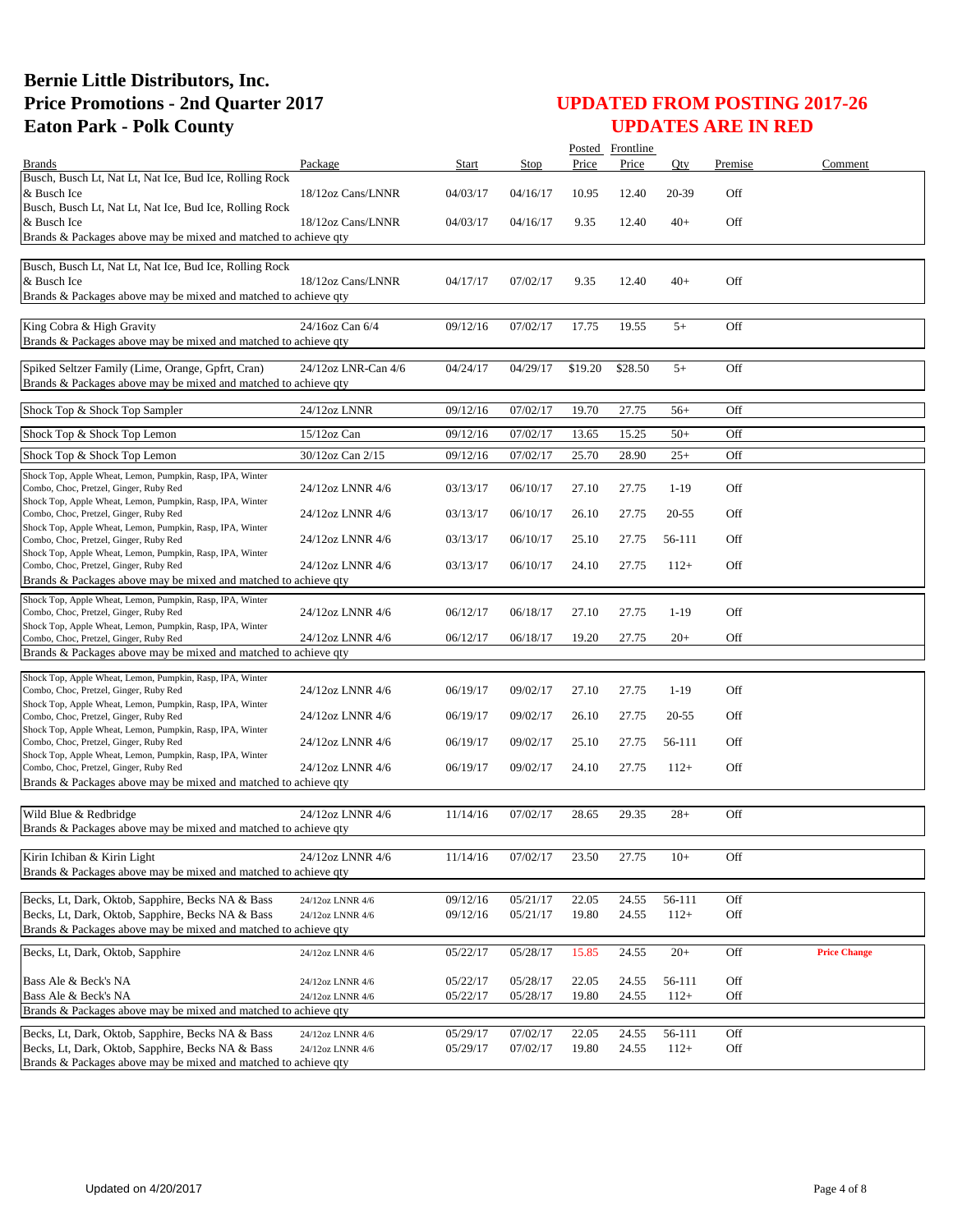# Bernie Little Distributors, Inc.
# Price Promotions - 2nd Quarter 2017
# Eaton Park - Polk County

## UPDATED FROM POSTING 2017-26
## UPDATES ARE IN RED

| Brands | Package | Start | Stop | Posted Price | Frontline Price | Qty | Premise | Comment |
|---|---|---|---|---|---|---|---|---|
| Busch, Busch Lt, Nat Lt, Nat Ice, Bud Ice, Rolling Rock & Busch Ice | 18/12oz Cans/LNNR | 04/03/17 | 04/16/17 | 10.95 | 12.40 | 20-39 | Off | |
| Busch, Busch Lt, Nat Lt, Nat Ice, Bud Ice, Rolling Rock & Busch Ice | 18/12oz Cans/LNNR | 04/03/17 | 04/16/17 | 9.35 | 12.40 | 40+ | Off | |
| Brands & Packages above may be mixed and matched to achieve qty | | | | | | | | |
| Busch, Busch Lt, Nat Lt, Nat Ice, Bud Ice, Rolling Rock & Busch Ice | 18/12oz Cans/LNNR | 04/17/17 | 07/02/17 | 9.35 | 12.40 | 40+ | Off | |
| Brands & Packages above may be mixed and matched to achieve qty | | | | | | | | |
| King Cobra & High Gravity | 24/16oz Can 6/4 | 09/12/16 | 07/02/17 | 17.75 | 19.55 | 5+ | Off | |
| Brands & Packages above may be mixed and matched to achieve qty | | | | | | | | |
| Spiked Seltzer Family (Lime, Orange, Gpfrt, Cran) | 24/12oz LNR-Can 4/6 | 04/24/17 | 04/29/17 | $19.20 | $28.50 | 5+ | Off | |
| Brands & Packages above may be mixed and matched to achieve qty | | | | | | | | |
| Shock Top & Shock Top Sampler | 24/12oz LNNR | 09/12/16 | 07/02/17 | 19.70 | 27.75 | 56+ | Off | |
| Shock Top & Shock Top Lemon | 15/12oz Can | 09/12/16 | 07/02/17 | 13.65 | 15.25 | 50+ | Off | |
| Shock Top & Shock Top Lemon | 30/12oz Can 2/15 | 09/12/16 | 07/02/17 | 25.70 | 28.90 | 25+ | Off | |
| Shock Top, Apple Wheat, Lemon, Pumpkin, Rasp, IPA, Winter Combo, Choc, Pretzel, Ginger, Ruby Red | 24/12oz LNNR 4/6 | 03/13/17 | 06/10/17 | 27.10 | 27.75 | 1-19 | Off | |
| Shock Top, Apple Wheat, Lemon, Pumpkin, Rasp, IPA, Winter Combo, Choc, Pretzel, Ginger, Ruby Red | 24/12oz LNNR 4/6 | 03/13/17 | 06/10/17 | 26.10 | 27.75 | 20-55 | Off | |
| Shock Top, Apple Wheat, Lemon, Pumpkin, Rasp, IPA, Winter Combo, Choc, Pretzel, Ginger, Ruby Red | 24/12oz LNNR 4/6 | 03/13/17 | 06/10/17 | 25.10 | 27.75 | 56-111 | Off | |
| Shock Top, Apple Wheat, Lemon, Pumpkin, Rasp, IPA, Winter Combo, Choc, Pretzel, Ginger, Ruby Red | 24/12oz LNNR 4/6 | 03/13/17 | 06/10/17 | 24.10 | 27.75 | 112+ | Off | |
| Brands & Packages above may be mixed and matched to achieve qty | | | | | | | | |
| Shock Top, Apple Wheat, Lemon, Pumpkin, Rasp, IPA, Winter Combo, Choc, Pretzel, Ginger, Ruby Red | 24/12oz LNNR 4/6 | 06/12/17 | 06/18/17 | 27.10 | 27.75 | 1-19 | Off | |
| Shock Top, Apple Wheat, Lemon, Pumpkin, Rasp, IPA, Winter Combo, Choc, Pretzel, Ginger, Ruby Red | 24/12oz LNNR 4/6 | 06/12/17 | 06/18/17 | 19.20 | 27.75 | 20+ | Off | |
| Brands & Packages above may be mixed and matched to achieve qty | | | | | | | | |
| Shock Top, Apple Wheat, Lemon, Pumpkin, Rasp, IPA, Winter Combo, Choc, Pretzel, Ginger, Ruby Red | 24/12oz LNNR 4/6 | 06/19/17 | 09/02/17 | 27.10 | 27.75 | 1-19 | Off | |
| Shock Top, Apple Wheat, Lemon, Pumpkin, Rasp, IPA, Winter Combo, Choc, Pretzel, Ginger, Ruby Red | 24/12oz LNNR 4/6 | 06/19/17 | 09/02/17 | 26.10 | 27.75 | 20-55 | Off | |
| Shock Top, Apple Wheat, Lemon, Pumpkin, Rasp, IPA, Winter Combo, Choc, Pretzel, Ginger, Ruby Red | 24/12oz LNNR 4/6 | 06/19/17 | 09/02/17 | 25.10 | 27.75 | 56-111 | Off | |
| Shock Top, Apple Wheat, Lemon, Pumpkin, Rasp, IPA, Winter Combo, Choc, Pretzel, Ginger, Ruby Red | 24/12oz LNNR 4/6 | 06/19/17 | 09/02/17 | 24.10 | 27.75 | 112+ | Off | |
| Brands & Packages above may be mixed and matched to achieve qty | | | | | | | | |
| Wild Blue & Redbridge | 24/12oz LNNR 4/6 | 11/14/16 | 07/02/17 | 28.65 | 29.35 | 28+ | Off | |
| Brands & Packages above may be mixed and matched to achieve qty | | | | | | | | |
| Kirin Ichiban & Kirin Light | 24/12oz LNNR 4/6 | 11/14/16 | 07/02/17 | 23.50 | 27.75 | 10+ | Off | |
| Brands & Packages above may be mixed and matched to achieve qty | | | | | | | | |
| Becks, Lt, Dark, Oktob, Sapphire, Becks NA & Bass | 24/12oz LNNR 4/6 | 09/12/16 | 05/21/17 | 22.05 | 24.55 | 56-111 | Off | |
| Becks, Lt, Dark, Oktob, Sapphire, Becks NA & Bass | 24/12oz LNNR 4/6 | 09/12/16 | 05/21/17 | 19.80 | 24.55 | 112+ | Off | |
| Brands & Packages above may be mixed and matched to achieve qty | | | | | | | | |
| Becks, Lt, Dark, Oktob, Sapphire | 24/12oz LNNR 4/6 | 05/22/17 | 05/28/17 | 15.85 | 24.55 | 20+ | Off | **Price Change** |
| Bass Ale & Beck's NA | 24/12oz LNNR 4/6 | 05/22/17 | 05/28/17 | 22.05 | 24.55 | 56-111 | Off | |
| Bass Ale & Beck's NA | 24/12oz LNNR 4/6 | 05/22/17 | 05/28/17 | 19.80 | 24.55 | 112+ | Off | |
| Brands & Packages above may be mixed and matched to achieve qty | | | | | | | | |
| Becks, Lt, Dark, Oktob, Sapphire, Becks NA & Bass | 24/12oz LNNR 4/6 | 05/29/17 | 07/02/17 | 22.05 | 24.55 | 56-111 | Off | |
| Becks, Lt, Dark, Oktob, Sapphire, Becks NA & Bass | 24/12oz LNNR 4/6 | 05/29/17 | 07/02/17 | 19.80 | 24.55 | 112+ | Off | |
| Brands & Packages above may be mixed and matched to achieve qty | | | | | | | | |

Updated on 4/20/2017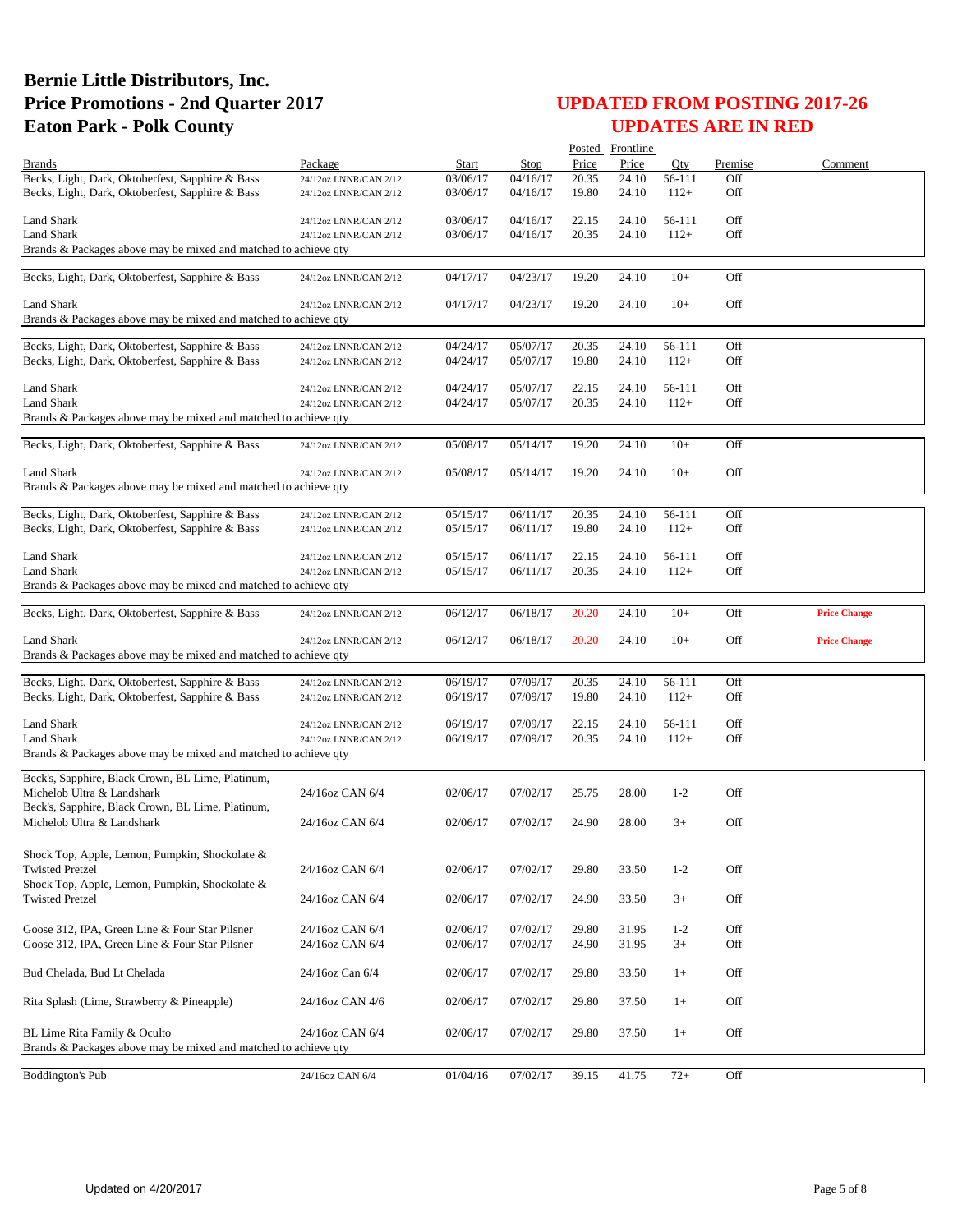# Bernie Little Distributors, Inc.
# Price Promotions - 2nd Quarter 2017
# Eaton Park - Polk County

## UPDATED FROM POSTING 2017-26
## UPDATES ARE IN RED

| Brands | Package | Start | Stop | Posted Price | Frontline Price | Qty | Premise | Comment |
|---|---|---|---|---|---|---|---|---|
| Becks, Light, Dark, Oktoberfest, Sapphire & Bass | 24/12oz LNNR/CAN 2/12 | 03/06/17 | 04/16/17 | 20.35 | 24.10 | 56-111 | Off | |
| Becks, Light, Dark, Oktoberfest, Sapphire & Bass | 24/12oz LNNR/CAN 2/12 | 03/06/17 | 04/16/17 | 19.80 | 24.10 | 112+ | Off | |
| Land Shark | 24/12oz LNNR/CAN 2/12 | 03/06/17 | 04/16/17 | 22.15 | 24.10 | 56-111 | Off | |
| Land Shark | 24/12oz LNNR/CAN 2/12 | 03/06/17 | 04/16/17 | 20.35 | 24.10 | 112+ | Off | |
| Brands & Packages above may be mixed and matched to achieve qty | | | | | | | | |
| Becks, Light, Dark, Oktoberfest, Sapphire & Bass | 24/12oz LNNR/CAN 2/12 | 04/17/17 | 04/23/17 | 19.20 | 24.10 | 10+ | Off | |
| Land Shark | 24/12oz LNNR/CAN 2/12 | 04/17/17 | 04/23/17 | 19.20 | 24.10 | 10+ | Off | |
| Brands & Packages above may be mixed and matched to achieve qty | | | | | | | | |
| Becks, Light, Dark, Oktoberfest, Sapphire & Bass | 24/12oz LNNR/CAN 2/12 | 04/24/17 | 05/07/17 | 20.35 | 24.10 | 56-111 | Off | |
| Becks, Light, Dark, Oktoberfest, Sapphire & Bass | 24/12oz LNNR/CAN 2/12 | 04/24/17 | 05/07/17 | 19.80 | 24.10 | 112+ | Off | |
| Land Shark | 24/12oz LNNR/CAN 2/12 | 04/24/17 | 05/07/17 | 22.15 | 24.10 | 56-111 | Off | |
| Land Shark | 24/12oz LNNR/CAN 2/12 | 04/24/17 | 05/07/17 | 20.35 | 24.10 | 112+ | Off | |
| Brands & Packages above may be mixed and matched to achieve qty | | | | | | | | |
| Becks, Light, Dark, Oktoberfest, Sapphire & Bass | 24/12oz LNNR/CAN 2/12 | 05/08/17 | 05/14/17 | 19.20 | 24.10 | 10+ | Off | |
| Land Shark | 24/12oz LNNR/CAN 2/12 | 05/08/17 | 05/14/17 | 19.20 | 24.10 | 10+ | Off | |
| Brands & Packages above may be mixed and matched to achieve qty | | | | | | | | |
| Becks, Light, Dark, Oktoberfest, Sapphire & Bass | 24/12oz LNNR/CAN 2/12 | 05/15/17 | 06/11/17 | 20.35 | 24.10 | 56-111 | Off | |
| Becks, Light, Dark, Oktoberfest, Sapphire & Bass | 24/12oz LNNR/CAN 2/12 | 05/15/17 | 06/11/17 | 19.80 | 24.10 | 112+ | Off | |
| Land Shark | 24/12oz LNNR/CAN 2/12 | 05/15/17 | 06/11/17 | 22.15 | 24.10 | 56-111 | Off | |
| Land Shark | 24/12oz LNNR/CAN 2/12 | 05/15/17 | 06/11/17 | 20.35 | 24.10 | 112+ | Off | |
| Brands & Packages above may be mixed and matched to achieve qty | | | | | | | | |
| Becks, Light, Dark, Oktoberfest, Sapphire & Bass | 24/12oz LNNR/CAN 2/12 | 06/12/17 | 06/18/17 | 20.20 | 24.10 | 10+ | Off | **Price Change** |
| Land Shark | 24/12oz LNNR/CAN 2/12 | 06/12/17 | 06/18/17 | 20.20 | 24.10 | 10+ | Off | **Price Change** |
| Brands & Packages above may be mixed and matched to achieve qty | | | | | | | | |
| Becks, Light, Dark, Oktoberfest, Sapphire & Bass | 24/12oz LNNR/CAN 2/12 | 06/19/17 | 07/09/17 | 20.35 | 24.10 | 56-111 | Off | |
| Becks, Light, Dark, Oktoberfest, Sapphire & Bass | 24/12oz LNNR/CAN 2/12 | 06/19/17 | 07/09/17 | 19.80 | 24.10 | 112+ | Off | |
| Land Shark | 24/12oz LNNR/CAN 2/12 | 06/19/17 | 07/09/17 | 22.15 | 24.10 | 56-111 | Off | |
| Land Shark | 24/12oz LNNR/CAN 2/12 | 06/19/17 | 07/09/17 | 20.35 | 24.10 | 112+ | Off | |
| Brands & Packages above may be mixed and matched to achieve qty | | | | | | | | |
| Beck's, Sapphire, Black Crown, BL Lime, Platinum, Michelob Ultra & Landshark | 24/16oz CAN 6/4 | 02/06/17 | 07/02/17 | 25.75 | 28.00 | 1-2 | Off | |
| Beck's, Sapphire, Black Crown, BL Lime, Platinum, Michelob Ultra & Landshark | 24/16oz CAN 6/4 | 02/06/17 | 07/02/17 | 24.90 | 28.00 | 3+ | Off | |
| Shock Top, Apple, Lemon, Pumpkin, Shockolate & Twisted Pretzel | 24/16oz CAN 6/4 | 02/06/17 | 07/02/17 | 29.80 | 33.50 | 1-2 | Off | |
| Shock Top, Apple, Lemon, Pumpkin, Shockolate & Twisted Pretzel | 24/16oz CAN 6/4 | 02/06/17 | 07/02/17 | 24.90 | 33.50 | 3+ | Off | |
| Goose 312, IPA, Green Line & Four Star Pilsner | 24/16oz CAN 6/4 | 02/06/17 | 07/02/17 | 29.80 | 31.95 | 1-2 | Off | |
| Goose 312, IPA, Green Line & Four Star Pilsner | 24/16oz CAN 6/4 | 02/06/17 | 07/02/17 | 24.90 | 31.95 | 3+ | Off | |
| Bud Chelada, Bud Lt Chelada | 24/16oz Can 6/4 | 02/06/17 | 07/02/17 | 29.80 | 33.50 | 1+ | Off | |
| Rita Splash (Lime, Strawberry & Pineapple) | 24/16oz CAN 4/6 | 02/06/17 | 07/02/17 | 29.80 | 37.50 | 1+ | Off | |
| BL Lime Rita Family & Oculto | 24/16oz CAN 6/4 | 02/06/17 | 07/02/17 | 29.80 | 37.50 | 1+ | Off | |
| Brands & Packages above may be mixed and matched to achieve qty | | | | | | | | |
| Boddington's Pub | 24/16oz CAN 6/4 | 01/04/16 | 07/02/17 | 39.15 | 41.75 | 72+ | Off | |

Updated on 4/20/2017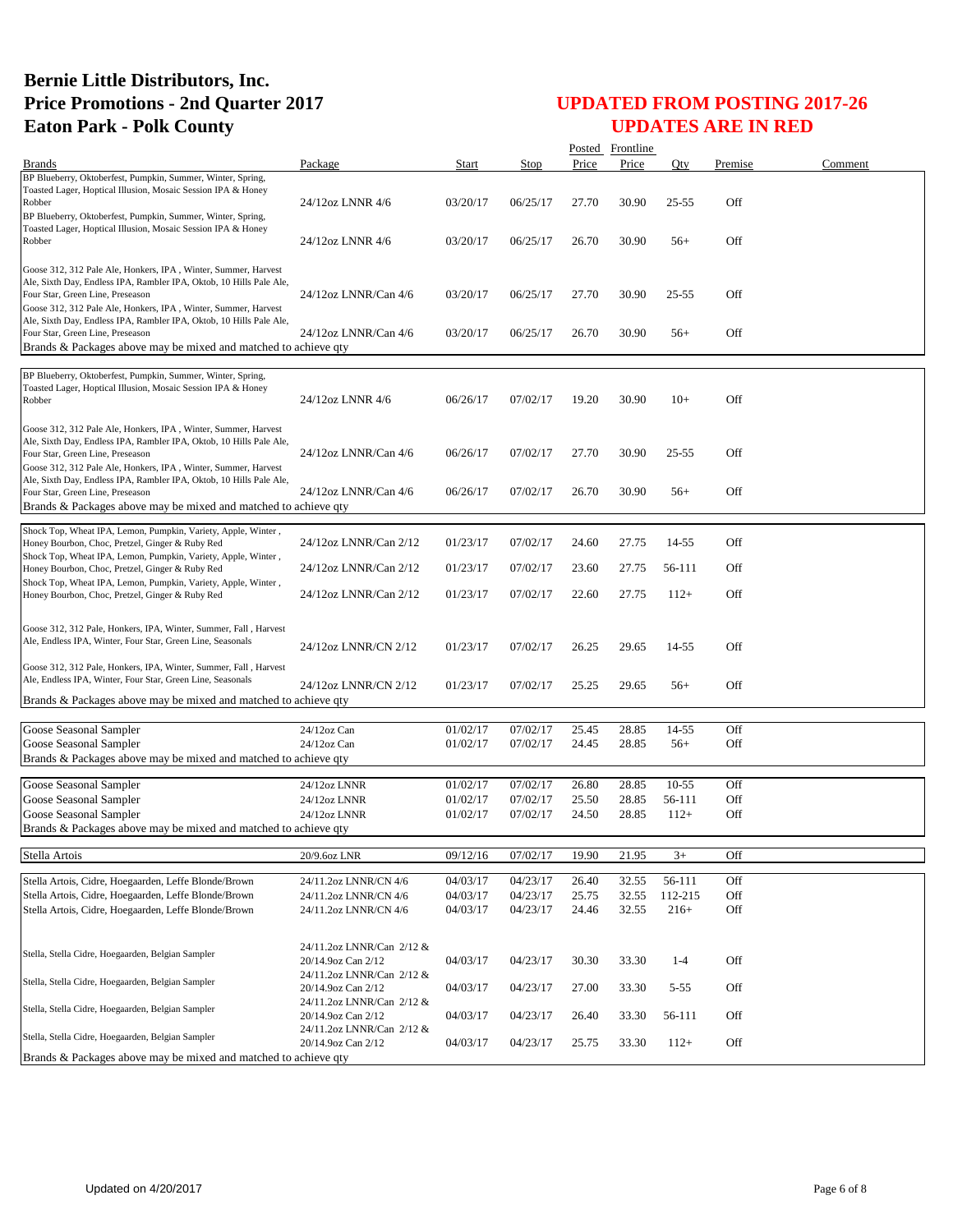# Bernie Little Distributors, Inc.
# Price Promotions - 2nd Quarter 2017
# Eaton Park - Polk County

## UPDATED FROM POSTING 2017-26
## UPDATES ARE IN RED

| Brands | Package | Start | Stop | Posted Price | Frontline Price | Qty | Premise | Comment |
|---|---|---|---|---|---|---|---|---|
| BP Blueberry, Oktoberfest, Pumpkin, Summer, Winter, Spring, Toasted Lager, Hoptical Illusion, Mosaic Session IPA & Honey Robber | 24/12oz LNNR 4/6 | 03/20/17 | 06/25/17 | 27.70 | 30.90 | 25-55 | Off | |
| BP Blueberry, Oktoberfest, Pumpkin, Summer, Winter, Spring, Toasted Lager, Hoptical Illusion, Mosaic Session IPA & Honey Robber | 24/12oz LNNR 4/6 | 03/20/17 | 06/25/17 | 26.70 | 30.90 | 56+ | Off | |
| Goose 312, 312 Pale Ale, Honkers, IPA , Winter, Summer, Harvest Ale, Sixth Day, Endless IPA, Rambler IPA, Oktob, 10 Hills Pale Ale, Four Star, Green Line, Preseason | 24/12oz LNNR/Can 4/6 | 03/20/17 | 06/25/17 | 27.70 | 30.90 | 25-55 | Off | |
| Goose 312, 312 Pale Ale, Honkers, IPA , Winter, Summer, Harvest Ale, Sixth Day, Endless IPA, Rambler IPA, Oktob, 10 Hills Pale Ale, Four Star, Green Line, Preseason | 24/12oz LNNR/Can 4/6 | 03/20/17 | 06/25/17 | 26.70 | 30.90 | 56+ | Off | |
| Brands & Packages above may be mixed and matched to achieve qty | | | | | | | | |
| BP Blueberry, Oktoberfest, Pumpkin, Summer, Winter, Spring, Toasted Lager, Hoptical Illusion, Mosaic Session IPA & Honey Robber | 24/12oz LNNR 4/6 | 06/26/17 | 07/02/17 | 19.20 | 30.90 | 10+ | Off | |
| Goose 312, 312 Pale Ale, Honkers, IPA , Winter, Summer, Harvest Ale, Sixth Day, Endless IPA, Rambler IPA, Oktob, 10 Hills Pale Ale, Four Star, Green Line, Preseason | 24/12oz LNNR/Can 4/6 | 06/26/17 | 07/02/17 | 27.70 | 30.90 | 25-55 | Off | |
| Goose 312, 312 Pale Ale, Honkers, IPA , Winter, Summer, Harvest Ale, Sixth Day, Endless IPA, Rambler IPA, Oktob, 10 Hills Pale Ale, Four Star, Green Line, Preseason | 24/12oz LNNR/Can 4/6 | 06/26/17 | 07/02/17 | 26.70 | 30.90 | 56+ | Off | |
| Brands & Packages above may be mixed and matched to achieve qty | | | | | | | | |
| Shock Top, Wheat IPA, Lemon, Pumpkin, Variety, Apple, Winter , Honey Bourbon, Choc, Pretzel, Ginger & Ruby Red | 24/12oz LNNR/Can 2/12 | 01/23/17 | 07/02/17 | 24.60 | 27.75 | 14-55 | Off | |
| Shock Top, Wheat IPA, Lemon, Pumpkin, Variety, Apple, Winter , Honey Bourbon, Choc, Pretzel, Ginger & Ruby Red | 24/12oz LNNR/Can 2/12 | 01/23/17 | 07/02/17 | 23.60 | 27.75 | 56-111 | Off | |
| Shock Top, Wheat IPA, Lemon, Pumpkin, Variety, Apple, Winter , Honey Bourbon, Choc, Pretzel, Ginger & Ruby Red | 24/12oz LNNR/Can 2/12 | 01/23/17 | 07/02/17 | 22.60 | 27.75 | 112+ | Off | |
| Goose 312, 312 Pale, Honkers, IPA, Winter, Summer, Fall , Harvest Ale, Endless IPA, Winter, Four Star, Green Line, Seasonals | 24/12oz LNNR/CN 2/12 | 01/23/17 | 07/02/17 | 26.25 | 29.65 | 14-55 | Off | |
| Goose 312, 312 Pale, Honkers, IPA, Winter, Summer, Fall , Harvest Ale, Endless IPA, Winter, Four Star, Green Line, Seasonals | 24/12oz LNNR/CN 2/12 | 01/23/17 | 07/02/17 | 25.25 | 29.65 | 56+ | Off | |
| Brands & Packages above may be mixed and matched to achieve qty | | | | | | | | |
| Goose Seasonal Sampler | 24/12oz Can | 01/02/17 | 07/02/17 | 25.45 | 28.85 | 14-55 | Off | |
| Goose Seasonal Sampler | 24/12oz Can | 01/02/17 | 07/02/17 | 24.45 | 28.85 | 56+ | Off | |
| Brands & Packages above may be mixed and matched to achieve qty | | | | | | | | |
| Goose Seasonal Sampler | 24/12oz LNNR | 01/02/17 | 07/02/17 | 26.80 | 28.85 | 10-55 | Off | |
| Goose Seasonal Sampler | 24/12oz LNNR | 01/02/17 | 07/02/17 | 25.50 | 28.85 | 56-111 | Off | |
| Goose Seasonal Sampler | 24/12oz LNNR | 01/02/17 | 07/02/17 | 24.50 | 28.85 | 112+ | Off | |
| Brands & Packages above may be mixed and matched to achieve qty | | | | | | | | |
| Stella Artois | 20/9.6oz LNR | 09/12/16 | 07/02/17 | 19.90 | 21.95 | 3+ | Off | |
| Stella Artois, Cidre, Hoegaarden, Leffe Blonde/Brown | 24/11.2oz LNNR/CN 4/6 | 04/03/17 | 04/23/17 | 26.40 | 32.55 | 56-111 | Off | |
| Stella Artois, Cidre, Hoegaarden, Leffe Blonde/Brown | 24/11.2oz LNNR/CN 4/6 | 04/03/17 | 04/23/17 | 25.75 | 32.55 | 112-215 | Off | |
| Stella Artois, Cidre, Hoegaarden, Leffe Blonde/Brown | 24/11.2oz LNNR/CN 4/6 | 04/03/17 | 04/23/17 | 24.46 | 32.55 | 216+ | Off | |
| Stella, Stella Cidre, Hoegaarden, Belgian Sampler | 24/11.2oz LNNR/Can 2/12 & 20/14.9oz Can 2/12 | 04/03/17 | 04/23/17 | 30.30 | 33.30 | 1-4 | Off | |
| Stella, Stella Cidre, Hoegaarden, Belgian Sampler | 24/11.2oz LNNR/Can 2/12 & 20/14.9oz Can 2/12 | 04/03/17 | 04/23/17 | 27.00 | 33.30 | 5-55 | Off | |
| Stella, Stella Cidre, Hoegaarden, Belgian Sampler | 24/11.2oz LNNR/Can 2/12 & 20/14.9oz Can 2/12 | 04/03/17 | 04/23/17 | 26.40 | 33.30 | 56-111 | Off | |
| Stella, Stella Cidre, Hoegaarden, Belgian Sampler | 24/11.2oz LNNR/Can 2/12 & 20/14.9oz Can 2/12 | 04/03/17 | 04/23/17 | 25.75 | 33.30 | 112+ | Off | |
| Brands & Packages above may be mixed and matched to achieve qty | | | | | | | | |

Updated on 4/20/2017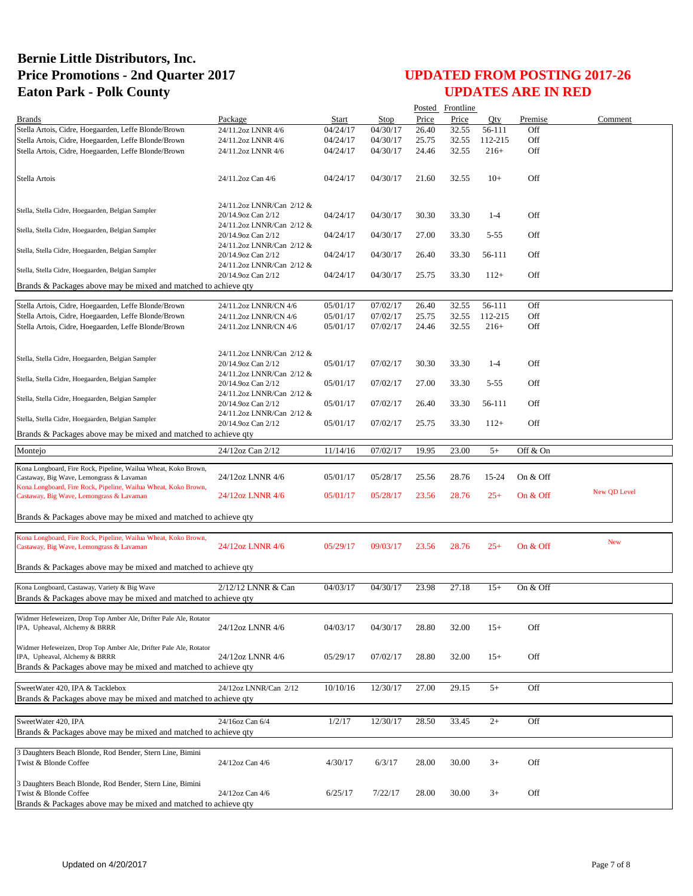# Bernie Little Distributors, Inc.
# Price Promotions - 2nd Quarter 2017
# Eaton Park - Polk County

## UPDATED FROM POSTING 2017-26
## UPDATES ARE IN RED

| Brands | Package | Start | Stop | Posted Price | Frontline Price | Qty | Premise | Comment |
|---|---|---|---|---|---|---|---|---|
| Stella Artois, Cidre, Hoegaarden, Leffe Blonde/Brown | 24/11.2oz LNNR 4/6 | 04/24/17 | 04/30/17 | 26.40 | 32.55 | 56-111 | Off | |
| Stella Artois, Cidre, Hoegaarden, Leffe Blonde/Brown | 24/11.2oz LNNR 4/6 | 04/24/17 | 04/30/17 | 25.75 | 32.55 | 112-215 | Off | |
| Stella Artois, Cidre, Hoegaarden, Leffe Blonde/Brown | 24/11.2oz LNNR 4/6 | 04/24/17 | 04/30/17 | 24.46 | 32.55 | 216+ | Off | |
| Stella Artois | 24/11.2oz Can 4/6 | 04/24/17 | 04/30/17 | 21.60 | 32.55 | 10+ | Off | |
| Stella, Stella Cidre, Hoegaarden, Belgian Sampler | 24/11.2oz LNNR/Can 2/12 & 20/14.9oz Can 2/12 | 04/24/17 | 04/30/17 | 30.30 | 33.30 | 1-4 | Off | |
| Stella, Stella Cidre, Hoegaarden, Belgian Sampler | 24/11.2oz LNNR/Can 2/12 & 20/14.9oz Can 2/12 | 04/24/17 | 04/30/17 | 27.00 | 33.30 | 5-55 | Off | |
| Stella, Stella Cidre, Hoegaarden, Belgian Sampler | 24/11.2oz LNNR/Can 2/12 & 20/14.9oz Can 2/12 | 04/24/17 | 04/30/17 | 26.40 | 33.30 | 56-111 | Off | |
| Stella, Stella Cidre, Hoegaarden, Belgian Sampler | 24/11.2oz LNNR/Can 2/12 & 20/14.9oz Can 2/12 | 04/24/17 | 04/30/17 | 25.75 | 33.30 | 112+ | Off | |
| Brands & Packages above may be mixed and matched to achieve qty | | | | | | | | |
| Stella Artois, Cidre, Hoegaarden, Leffe Blonde/Brown | 24/11.2oz LNNR/CN 4/6 | 05/01/17 | 07/02/17 | 26.40 | 32.55 | 56-111 | Off | |
| Stella Artois, Cidre, Hoegaarden, Leffe Blonde/Brown | 24/11.2oz LNNR/CN 4/6 | 05/01/17 | 07/02/17 | 25.75 | 32.55 | 112-215 | Off | |
| Stella Artois, Cidre, Hoegaarden, Leffe Blonde/Brown | 24/11.2oz LNNR/CN 4/6 | 05/01/17 | 07/02/17 | 24.46 | 32.55 | 216+ | Off | |
| Stella, Stella Cidre, Hoegaarden, Belgian Sampler | 24/11.2oz LNNR/Can 2/12 & 20/14.9oz Can 2/12 | 05/01/17 | 07/02/17 | 30.30 | 33.30 | 1-4 | Off | |
| Stella, Stella Cidre, Hoegaarden, Belgian Sampler | 24/11.2oz LNNR/Can 2/12 & 20/14.9oz Can 2/12 | 05/01/17 | 07/02/17 | 27.00 | 33.30 | 5-55 | Off | |
| Stella, Stella Cidre, Hoegaarden, Belgian Sampler | 24/11.2oz LNNR/Can 2/12 & 20/14.9oz Can 2/12 | 05/01/17 | 07/02/17 | 26.40 | 33.30 | 56-111 | Off | |
| Stella, Stella Cidre, Hoegaarden, Belgian Sampler | 24/11.2oz LNNR/Can 2/12 & 20/14.9oz Can 2/12 | 05/01/17 | 07/02/17 | 25.75 | 33.30 | 112+ | Off | |
| Brands & Packages above may be mixed and matched to achieve qty | | | | | | | | |
| Montejo | 24/12oz Can 2/12 | 11/14/16 | 07/02/17 | 19.95 | 23.00 | 5+ | Off & On | |
| Kona Longboard, Fire Rock, Pipeline, Wailua Wheat, Koko Brown, Castaway, Big Wave, Lemongrass & Lavaman | 24/12oz LNNR 4/6 | 05/01/17 | 05/28/17 | 25.56 | 28.76 | 15-24 | On & Off | |
| Kona Longboard, Fire Rock, Pipeline, Wailua Wheat, Koko Brown, Castaway, Big Wave, Lemongrass & Lavaman | 24/12oz LNNR 4/6 | 05/01/17 | 05/28/17 | 23.56 | 28.76 | 25+ | On & Off | New QD Level |
| Brands & Packages above may be mixed and matched to achieve qty | | | | | | | | |
| Kona Longboard, Fire Rock, Pipeline, Wailua Wheat, Koko Brown, Castaway, Big Wave, Lemongrass & Lavaman | 24/12oz LNNR 4/6 | 05/29/17 | 09/03/17 | 23.56 | 28.76 | 25+ | On & Off | New |
| Brands & Packages above may be mixed and matched to achieve qty | | | | | | | | |
| Kona Longboard, Castaway, Variety & Big Wave | 2/12/12 LNNR & Can | 04/03/17 | 04/30/17 | 23.98 | 27.18 | 15+ | On & Off | |
| Brands & Packages above may be mixed and matched to achieve qty | | | | | | | | |
| Widmer Hefeweizen, Drop Top Amber Ale, Drifter Pale Ale, Rotator IPA, Upheaval, Alchemy & BRRR | 24/12oz LNNR 4/6 | 04/03/17 | 04/30/17 | 28.80 | 32.00 | 15+ | Off | |
| Widmer Hefeweizen, Drop Top Amber Ale, Drifter Pale Ale, Rotator IPA, Upheaval, Alchemy & BRRR | 24/12oz LNNR 4/6 | 05/29/17 | 07/02/17 | 28.80 | 32.00 | 15+ | Off | |
| Brands & Packages above may be mixed and matched to achieve qty | | | | | | | | |
| SweetWater 420, IPA & Tacklebox | 24/12oz LNNR/Can 2/12 | 10/10/16 | 12/30/17 | 27.00 | 29.15 | 5+ | Off | |
| Brands & Packages above may be mixed and matched to achieve qty | | | | | | | | |
| SweetWater 420, IPA | 24/16oz Can 6/4 | 1/2/17 | 12/30/17 | 28.50 | 33.45 | 2+ | Off | |
| Brands & Packages above may be mixed and matched to achieve qty | | | | | | | | |
| 3 Daughters Beach Blonde, Rod Bender, Stern Line, Bimini Twist & Blonde Coffee | 24/12oz Can 4/6 | 4/30/17 | 6/3/17 | 28.00 | 30.00 | 3+ | Off | |
| 3 Daughters Beach Blonde, Rod Bender, Stern Line, Bimini Twist & Blonde Coffee | 24/12oz Can 4/6 | 6/25/17 | 7/22/17 | 28.00 | 30.00 | 3+ | Off | |
| Brands & Packages above may be mixed and matched to achieve qty | | | | | | | | |

Updated on 4/20/2017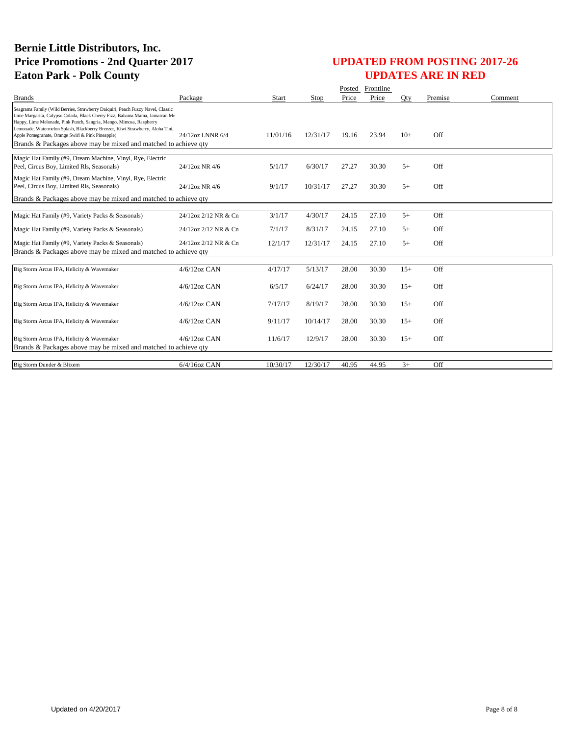# Bernie Little Distributors, Inc.
# Price Promotions - 2nd Quarter 2017
# Eaton Park - Polk County

## UPDATED FROM POSTING 2017-26
## UPDATES ARE IN RED

| Brands | Package | Start | Stop | Posted Price | Frontline Price | Qty | Premise | Comment |
|---|---|---|---|---|---|---|---|---|
| Seagrams Family (Wild Berries, Strawberry Daiquiri, Peach Fuzzy Navel, Classic Lime Margarita, Calypso Colada, Black Cherry Fizz, Bahama Mama, Jamaican Me Happy, Lime Melonade, Pink Punch, Sangria, Mango, Mimosa, Raspberry Lemonade, Watermelon Splash, Blackberry Breezer, Kiwi Strawberry, Aloha Tini, Apple Pomegranate, Orange Swirl & Pink Pineapple) | 24/12oz LNNR 6/4 | 11/01/16 | 12/31/17 | 19.16 | 23.94 | 10+ | Off | |
| Brands & Packages above may be mixed and matched to achieve qty | | | | | | | | |
| Magic Hat Family (#9, Dream Machine, Vinyl, Rye, Electric Peel, Circus Boy, Limited Rls, Seasonals) | 24/12oz NR 4/6 | 5/1/17 | 6/30/17 | 27.27 | 30.30 | 5+ | Off | |
| Magic Hat Family (#9, Dream Machine, Vinyl, Rye, Electric Peel, Circus Boy, Limited Rls, Seasonals) | 24/12oz NR 4/6 | 9/1/17 | 10/31/17 | 27.27 | 30.30 | 5+ | Off | |
| Brands & Packages above may be mixed and matched to achieve qty | | | | | | | | |
| Magic Hat Family (#9, Variety Packs & Seasonals) | 24/12oz 2/12 NR & Cn | 3/1/17 | 4/30/17 | 24.15 | 27.10 | 5+ | Off | |
| Magic Hat Family (#9, Variety Packs & Seasonals) | 24/12oz 2/12 NR & Cn | 7/1/17 | 8/31/17 | 24.15 | 27.10 | 5+ | Off | |
| Magic Hat Family (#9, Variety Packs & Seasonals) | 24/12oz 2/12 NR & Cn | 12/1/17 | 12/31/17 | 24.15 | 27.10 | 5+ | Off | |
| Brands & Packages above may be mixed and matched to achieve qty | | | | | | | | |
| Big Storm Arcus IPA, Helicity & Wavemaker | 4/6/12oz CAN | 4/17/17 | 5/13/17 | 28.00 | 30.30 | 15+ | Off | |
| Big Storm Arcus IPA, Helicity & Wavemaker | 4/6/12oz CAN | 6/5/17 | 6/24/17 | 28.00 | 30.30 | 15+ | Off | |
| Big Storm Arcus IPA, Helicity & Wavemaker | 4/6/12oz CAN | 7/17/17 | 8/19/17 | 28.00 | 30.30 | 15+ | Off | |
| Big Storm Arcus IPA, Helicity & Wavemaker | 4/6/12oz CAN | 9/11/17 | 10/14/17 | 28.00 | 30.30 | 15+ | Off | |
| Big Storm Arcus IPA, Helicity & Wavemaker | 4/6/12oz CAN | 11/6/17 | 12/9/17 | 28.00 | 30.30 | 15+ | Off | |
| Brands & Packages above may be mixed and matched to achieve qty | | | | | | | | |
| Big Storm Dunder & Blixem | 6/4/16oz CAN | 10/30/17 | 12/30/17 | 40.95 | 44.95 | 3+ | Off | |

Updated on 4/20/2017